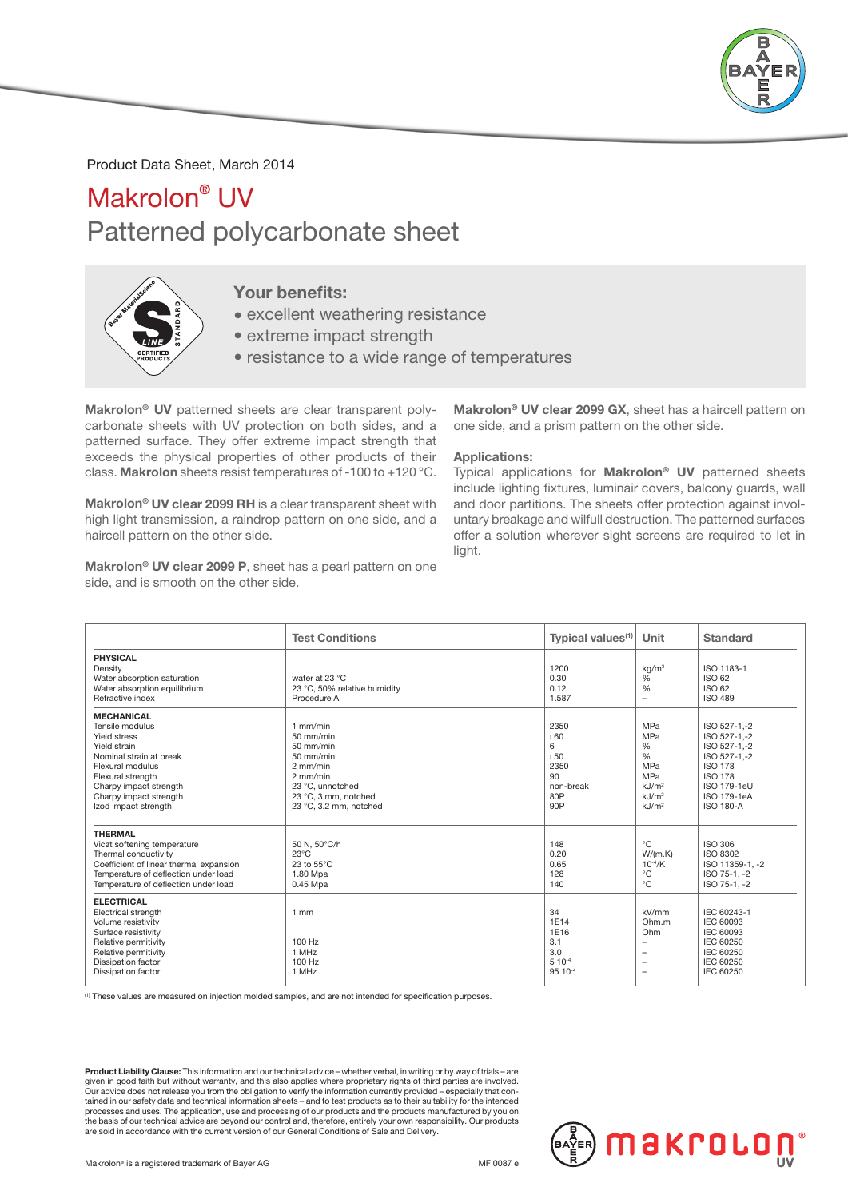Product Data Sheet, March 2014

# Makrolon® UV

## Patterned polycarbonate sheet

### Your benefits:

- excellent weathering resistance
- extreme impact strength
- resistance to a wide range of temperatures

**Makrolon® UV** patterned sheets are clear transparent polycarbonate sheets with UV protection on both sides, and a patterned surface. They offer extreme impact strength that exceeds the physical properties of other products of their class. **Makrolon** sheets resist temperatures of -100 to +120 °C.

**Makrolon® UV clear 2099 RH** is a clear transparent sheet with high light transmission, a raindrop pattern on one side, and a haircell pattern on the other side.

**Makrolon® UV clear 2099 P**, sheet has a pearl pattern on one side, and is smooth on the other side.

**Makrolon® UV clear 2099 GX**, sheet has a haircell pattern on one side, and a prism pattern on the other side.

**Applications:**
Typical applications for **Makrolon® UV** patterned sheets include lighting fixtures, luminair covers, balcony guards, wall and door partitions. The sheets offer protection against involuntary breakage and wilfull destruction. The patterned surfaces offer a solution wherever sight screens are required to let in light.

| | Test Conditions | Typical values[1] | Unit | Standard |
|---|---|---|---|---|
| **PHYSICAL** | | | | |
| Density | | 1200 | kg/m³ | ISO 1183-1 |
| Water absorption saturation | water at 23 °C | 0.30 | % | ISO 62 |
| Water absorption equilibrium | 23 °C, 50% relative humidity | 0.12 | % | ISO 62 |
| Refractive index | Procedure A | 1.587 | – | ISO 489 |
| **MECHANICAL** | | | | |
| Tensile modulus | 1 mm/min | 2350 | MPa | ISO 527-1,-2 |
| Yield stress | 50 mm/min | › 60 | MPa | ISO 527-1,-2 |
| Yield strain | 50 mm/min | 6 | % | ISO 527-1,-2 |
| Nominal strain at break | 50 mm/min | › 50 | % | ISO 527-1,-2 |
| Flexural modulus | 2 mm/min | 2350 | MPa | ISO 178 |
| Flexural strength | 2 mm/min | 90 | MPa | ISO 178 |
| Charpy impact strength | 23 °C, unnotched | non-break | kJ/m² | ISO 179-1eU |
| Charpy impact strength | 23 °C, 3 mm, notched | 80P | kJ/m² | ISO 179-1eA |
| Izod impact strength | 23 °C, 3.2 mm, notched | 90P | kJ/m² | ISO 180-A |
| **THERMAL** | | | | |
| Vicat softening temperature | 50 N, 50°C/h | 148 | °C | ISO 306 |
| Thermal conductivity | 23°C | 0.20 | W/(m.K) | ISO 8302 |
| Coefficient of linear thermal expansion | 23 to 55°C | 0.65 | $10^{-4}$/K | ISO 11359-1, -2 |
| Temperature of deflection under load | 1.80 Mpa | 128 | °C | ISO 75-1, -2 |
| Temperature of deflection under load | 0.45 Mpa | 140 | °C | ISO 75-1, -2 |
| **ELECTRICAL** | | | | |
| Electrical strength | 1 mm | 34 | kV/mm | IEC 60243-1 |
| Volume resistivity | | 1E14 | Ohm.m | IEC 60093 |
| Surface resistivity | | 1E16 | Ohm | IEC 60093 |
| Relative permitivity | 100 Hz | 3.1 | – | IEC 60250 |
| Relative permitivity | 1 MHz | 3.0 | – | IEC 60250 |
| Dissipation factor | 100 Hz | $5\ 10^{-4}$ | – | IEC 60250 |
| Dissipation factor | 1 MHz | $95\ 10^{-4}$ | – | IEC 60250 |

[1] These values are measured on injection molded samples, and are not intended for specification purposes.

**Product Liability Clause:** This information and our technical advice – whether verbal, in writing or by way of trials – are given in good faith but without warranty, and this also applies where proprietary rights of third parties are involved. Our advice does not release you from the obligation to verify the information currently provided – especially that contained in our safety data and technical information sheets – and to test products as to their suitability for the intended processes and uses. The application, use and processing of our products and the products manufactured by you on the basis of our technical advice are beyond our control and, therefore, entirely your own responsibility. Our products are sold in accordance with the current version of our General Conditions of Sale and Delivery.

Makrolon® is a registered trademark of Bayer AG

MF 0087 e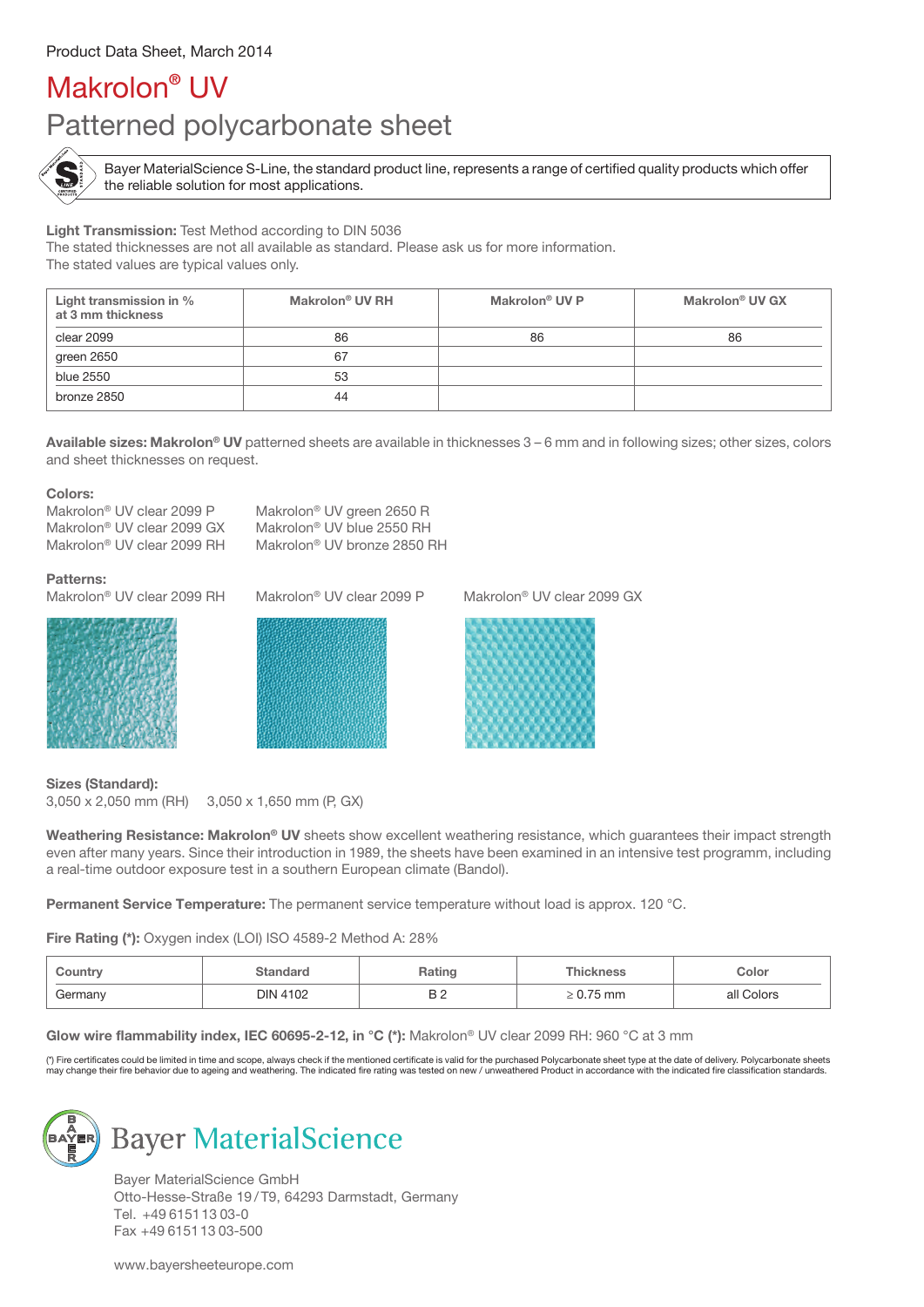Product Data Sheet, March 2014

# Makrolon® UV

## Patterned polycarbonate sheet

Bayer MaterialScience S-Line, the standard product line, represents a range of certified quality products which offer the reliable solution for most applications.

**Light Transmission:** Test Method according to DIN 5036
The stated thicknesses are not all available as standard. Please ask us for more information.
The stated values are typical values only.

| Light transmission in % at 3 mm thickness | Makrolon® UV RH | Makrolon® UV P | Makrolon® UV GX |
|---|---|---|---|
| clear 2099 | 86 | 86 | 86 |
| green 2650 | 67 | | |
| blue 2550 | 53 | | |
| bronze 2850 | 44 | | |

**Available sizes: Makrolon® UV** patterned sheets are available in thicknesses 3 – 6 mm and in following sizes; other sizes, colors and sheet thicknesses on request.

**Colors:**

Makrolon® UV clear 2099 P
Makrolon® UV clear 2099 GX
Makrolon® UV clear 2099 RH
Makrolon® UV green 2650 R
Makrolon® UV blue 2550 RH
Makrolon® UV bronze 2850 RH

**Patterns:**

Makrolon® UV clear 2099 RH
Makrolon® UV clear 2099 P
Makrolon® UV clear 2099 GX

**Sizes (Standard):**
3,050 x 2,050 mm (RH) 3,050 x 1,650 mm (P, GX)

**Weathering Resistance: Makrolon® UV** sheets show excellent weathering resistance, which guarantees their impact strength even after many years. Since their introduction in 1989, the sheets have been examined in an intensive test programm, including a real-time outdoor exposure test in a southern European climate (Bandol).

**Permanent Service Temperature:** The permanent service temperature without load is approx. 120 °C.

**Fire Rating (*):** Oxygen index (LOI) ISO 4589-2 Method A: 28%

| Country | Standard | Rating | Thickness | Color |
|---|---|---|---|---|
| Germany | DIN 4102 | B 2 | ≥ 0.75 mm | all Colors |

**Glow wire flammability index, IEC 60695-2-12, in °C (*):** Makrolon® UV clear 2099 RH: 960 °C at 3 mm

(*) Fire certificates could be limited in time and scope, always check if the mentioned certificate is valid for the purchased Polycarbonate sheet type at the date of delivery. Polycarbonate sheets may change their fire behavior due to ageing and weathering. The indicated fire rating was tested on new / unweathered Product in accordance with the indicated fire classification standards.

Bayer MaterialScience

Bayer MaterialScience GmbH
Otto-Hesse-Straße 19 / T9, 64293 Darmstadt, Germany
Tel. +49 6151 13 03-0
Fax +49 6151 13 03-500

www.bayersheeteurope.com